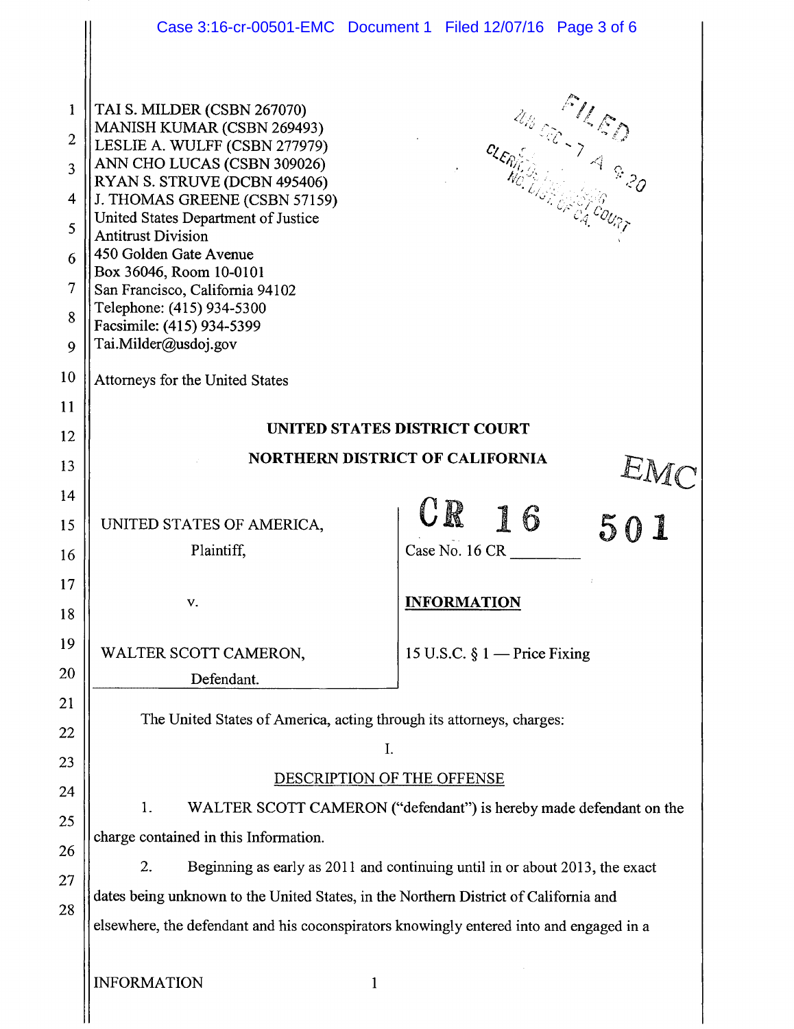TAI S. MILDER (CSBN 267070)
MANISH KUMAR (CSBN 269493)
LESLIE A. WULFF (CSBN 277979)
ANN CHO LUCAS (CSBN 309026)
RYAN S. STRUVE (DCBN 495406)
J. THOMAS GREENE (CSBN 57159)
United States Department of Justice
Antitrust Division
450 Golden Gate Avenue
Box 36046, Room 10-0101
San Francisco, California 94102
Telephone: (415) 934-5300
Facsimile: (415) 934-5399
Tai.Milder@usdoj.gov

Attorneys for the United States

FILED
2016 DEC -7 A 9:20
CLERK, U.S. DISTRICT COURT
NO. DIST. OF CA.

**UNITED STATES DISTRICT COURT**

**NORTHERN DISTRICT OF CALIFORNIA**

EMC

| | |
|---|---|
| UNITED STATES OF AMERICA,<br>Plaintiff,<br><br>v.<br><br>WALTER SCOTT CAMERON,<br>Defendant. | CR 16 501<br>Case No. 16 CR ________<br><br>**INFORMATION**<br><br>15 U.S.C. § 1 — Price Fixing |

The United States of America, acting through its attorneys, charges:

I.

DESCRIPTION OF THE OFFENSE

1. WALTER SCOTT CAMERON ("defendant") is hereby made defendant on the charge contained in this Information.

2. Beginning as early as 2011 and continuing until in or about 2013, the exact dates being unknown to the United States, in the Northern District of California and elsewhere, the defendant and his coconspirators knowingly entered into and engaged in a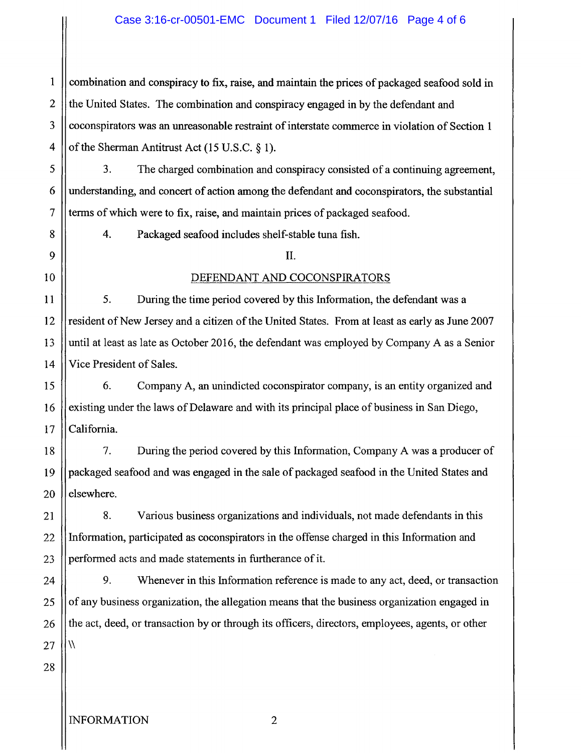combination and conspiracy to fix, raise, and maintain the prices of packaged seafood sold in the United States. The combination and conspiracy engaged in by the defendant and coconspirators was an unreasonable restraint of interstate commerce in violation of Section 1 of the Sherman Antitrust Act (15 U.S.C. § 1).

3. The charged combination and conspiracy consisted of a continuing agreement, understanding, and concert of action among the defendant and coconspirators, the substantial terms of which were to fix, raise, and maintain prices of packaged seafood.

4. Packaged seafood includes shelf-stable tuna fish.

## II.

## DEFENDANT AND COCONSPIRATORS

5. During the time period covered by this Information, the defendant was a resident of New Jersey and a citizen of the United States. From at least as early as June 2007 until at least as late as October 2016, the defendant was employed by Company A as a Senior Vice President of Sales.

6. Company A, an unindicted coconspirator company, is an entity organized and existing under the laws of Delaware and with its principal place of business in San Diego, California.

7. During the period covered by this Information, Company A was a producer of packaged seafood and was engaged in the sale of packaged seafood in the United States and elsewhere.

8. Various business organizations and individuals, not made defendants in this Information, participated as coconspirators in the offense charged in this Information and performed acts and made statements in furtherance of it.

9. Whenever in this Information reference is made to any act, deed, or transaction of any business organization, the allegation means that the business organization engaged in the act, deed, or transaction by or through its officers, directors, employees, agents, or other

\\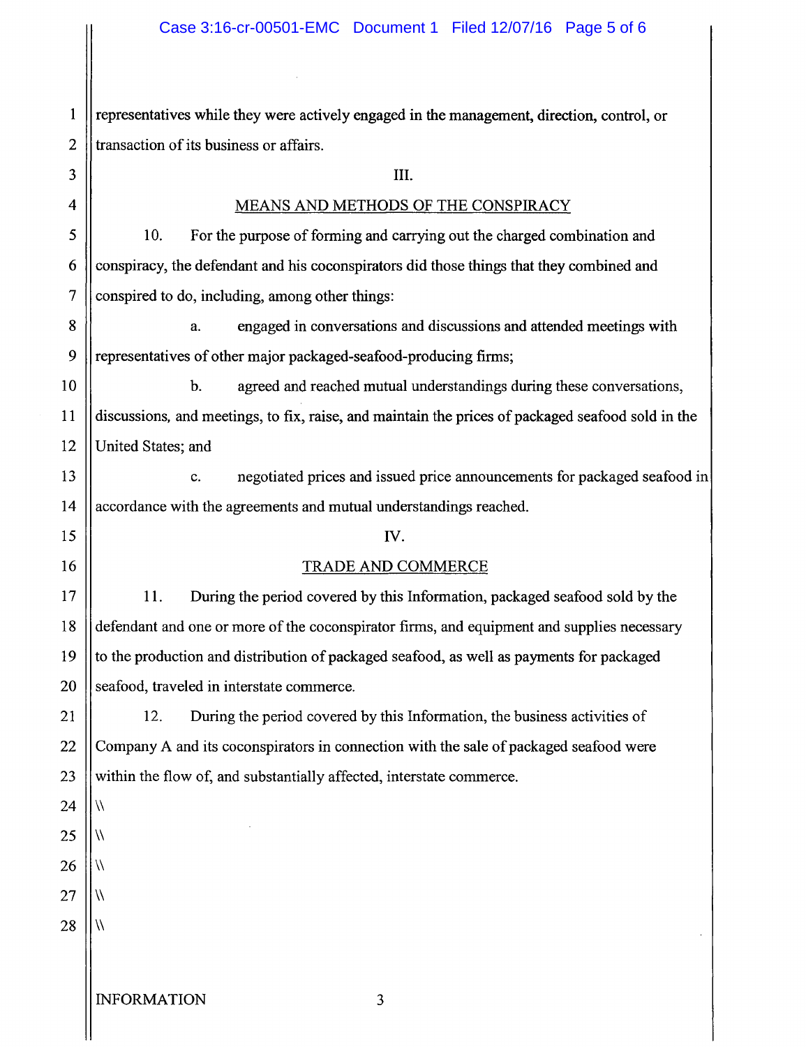representatives while they were actively engaged in the management, direction, control, or transaction of its business or affairs.

## III.

## MEANS AND METHODS OF THE CONSPIRACY

10. For the purpose of forming and carrying out the charged combination and conspiracy, the defendant and his coconspirators did those things that they combined and conspired to do, including, among other things:

a. engaged in conversations and discussions and attended meetings with representatives of other major packaged-seafood-producing firms;

b. agreed and reached mutual understandings during these conversations, discussions, and meetings, to fix, raise, and maintain the prices of packaged seafood sold in the United States; and

c. negotiated prices and issued price announcements for packaged seafood in accordance with the agreements and mutual understandings reached.

## IV.

## TRADE AND COMMERCE

11. During the period covered by this Information, packaged seafood sold by the defendant and one or more of the coconspirator firms, and equipment and supplies necessary to the production and distribution of packaged seafood, as well as payments for packaged seafood, traveled in interstate commerce.

12. During the period covered by this Information, the business activities of Company A and its coconspirators in connection with the sale of packaged seafood were within the flow of, and substantially affected, interstate commerce.

\\

\\

\\

\\

\\

INFORMATION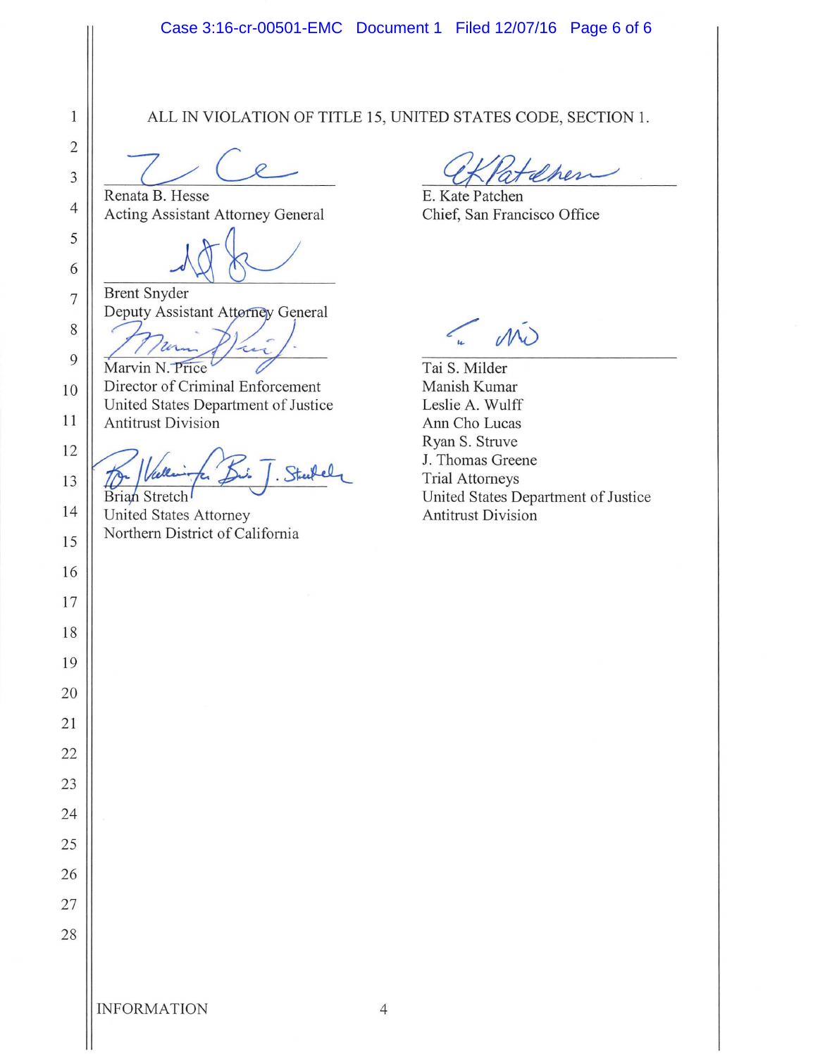ALL IN VIOLATION OF TITLE 15, UNITED STATES CODE, SECTION 1.

Renata B. Hesse
Acting Assistant Attorney General

Brent Snyder
Deputy Assistant Attorney General

Marvin N. Price
Director of Criminal Enforcement
United States Department of Justice
Antitrust Division

Brian Stretch
United States Attorney
Northern District of California

E. Kate Patchen
Chief, San Francisco Office

Tai S. Milder
Manish Kumar
Leslie A. Wulff
Ann Cho Lucas
Ryan S. Struve
J. Thomas Greene
Trial Attorneys
United States Department of Justice
Antitrust Division

INFORMATION